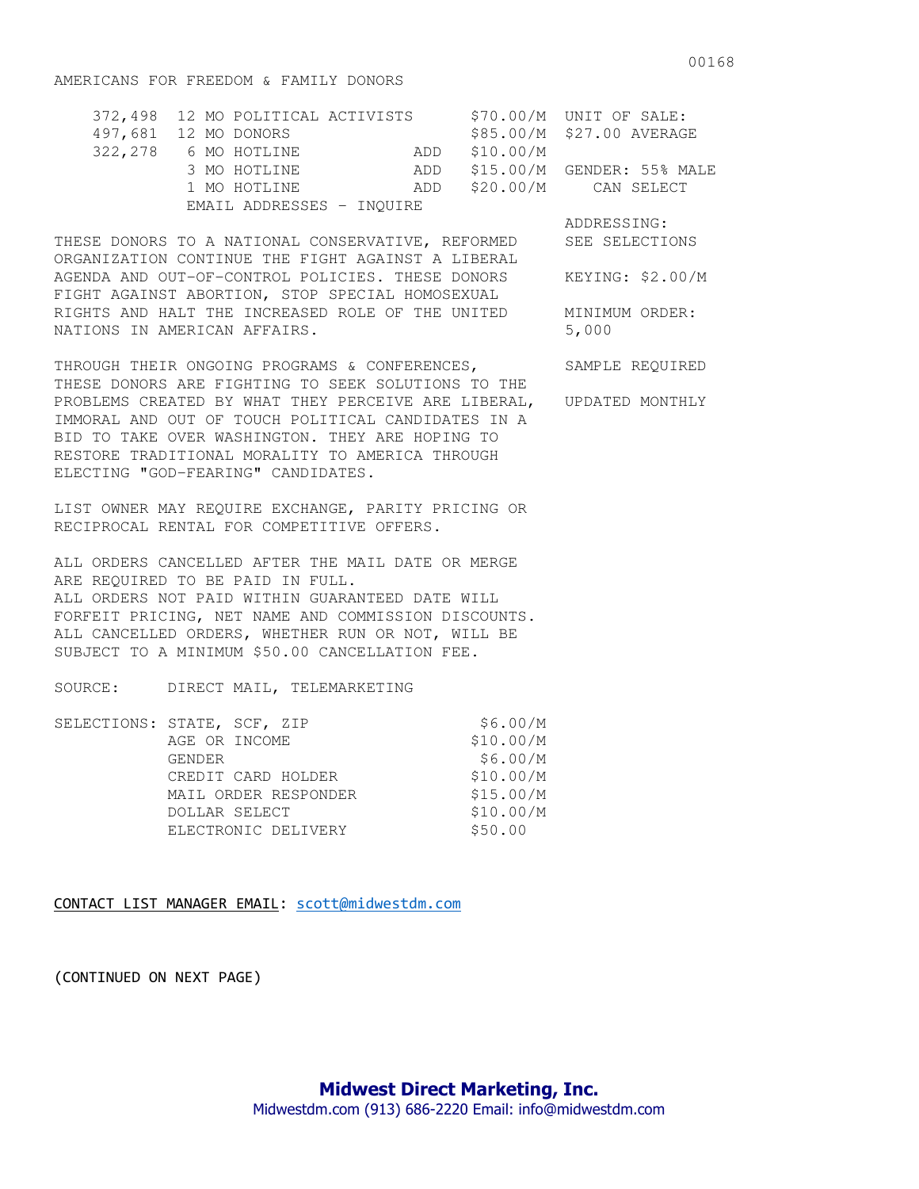# AMERICANS FOR FREEDOM & FAMILY DONORS

| | | | |
|---|---|---|---|
| 372,498 | 12 MO POLITICAL ACTIVISTS | | $70.00/M |
| 497,681 | 12 MO DONORS | | $85.00/M |
| 322,278 | 6 MO HOTLINE | ADD | $10.00/M |
| | 3 MO HOTLINE | ADD | $15.00/M |
| | 1 MO HOTLINE | ADD | $20.00/M |
| | EMAIL ADDRESSES - INQUIRE | | |

UNIT OF SALE: $27.00 AVERAGE

GENDER: 55% MALE
CAN SELECT

ADDRESSING: SEE SELECTIONS

KEYING: $2.00/M

MINIMUM ORDER: 5,000

SAMPLE REQUIRED

UPDATED MONTHLY

THESE DONORS TO A NATIONAL CONSERVATIVE, REFORMED ORGANIZATION CONTINUE THE FIGHT AGAINST A LIBERAL AGENDA AND OUT-OF-CONTROL POLICIES. THESE DONORS FIGHT AGAINST ABORTION, STOP SPECIAL HOMOSEXUAL RIGHTS AND HALT THE INCREASED ROLE OF THE UNITED NATIONS IN AMERICAN AFFAIRS.

THROUGH THEIR ONGOING PROGRAMS & CONFERENCES, THESE DONORS ARE FIGHTING TO SEEK SOLUTIONS TO THE PROBLEMS CREATED BY WHAT THEY PERCEIVE ARE LIBERAL, IMMORAL AND OUT OF TOUCH POLITICAL CANDIDATES IN A BID TO TAKE OVER WASHINGTON. THEY ARE HOPING TO RESTORE TRADITIONAL MORALITY TO AMERICA THROUGH ELECTING "GOD-FEARING" CANDIDATES.

LIST OWNER MAY REQUIRE EXCHANGE, PARITY PRICING OR RECIPROCAL RENTAL FOR COMPETITIVE OFFERS.

ALL ORDERS CANCELLED AFTER THE MAIL DATE OR MERGE ARE REQUIRED TO BE PAID IN FULL.
ALL ORDERS NOT PAID WITHIN GUARANTEED DATE WILL FORFEIT PRICING, NET NAME AND COMMISSION DISCOUNTS.
ALL CANCELLED ORDERS, WHETHER RUN OR NOT, WILL BE SUBJECT TO A MINIMUM $50.00 CANCELLATION FEE.

SOURCE: DIRECT MAIL, TELEMARKETING

| SELECTIONS: | | |
|---|---|---|
| | STATE, SCF, ZIP | $6.00/M |
| | AGE OR INCOME | $10.00/M |
| | GENDER | $6.00/M |
| | CREDIT CARD HOLDER | $10.00/M |
| | MAIL ORDER RESPONDER | $15.00/M |
| | DOLLAR SELECT | $10.00/M |
| | ELECTRONIC DELIVERY | $50.00 |

CONTACT LIST MANAGER EMAIL: scott@midwestdm.com

(CONTINUED ON NEXT PAGE)

**Midwest Direct Marketing, Inc.**
Midwestdm.com (913) 686-2220 Email: info@midwestdm.com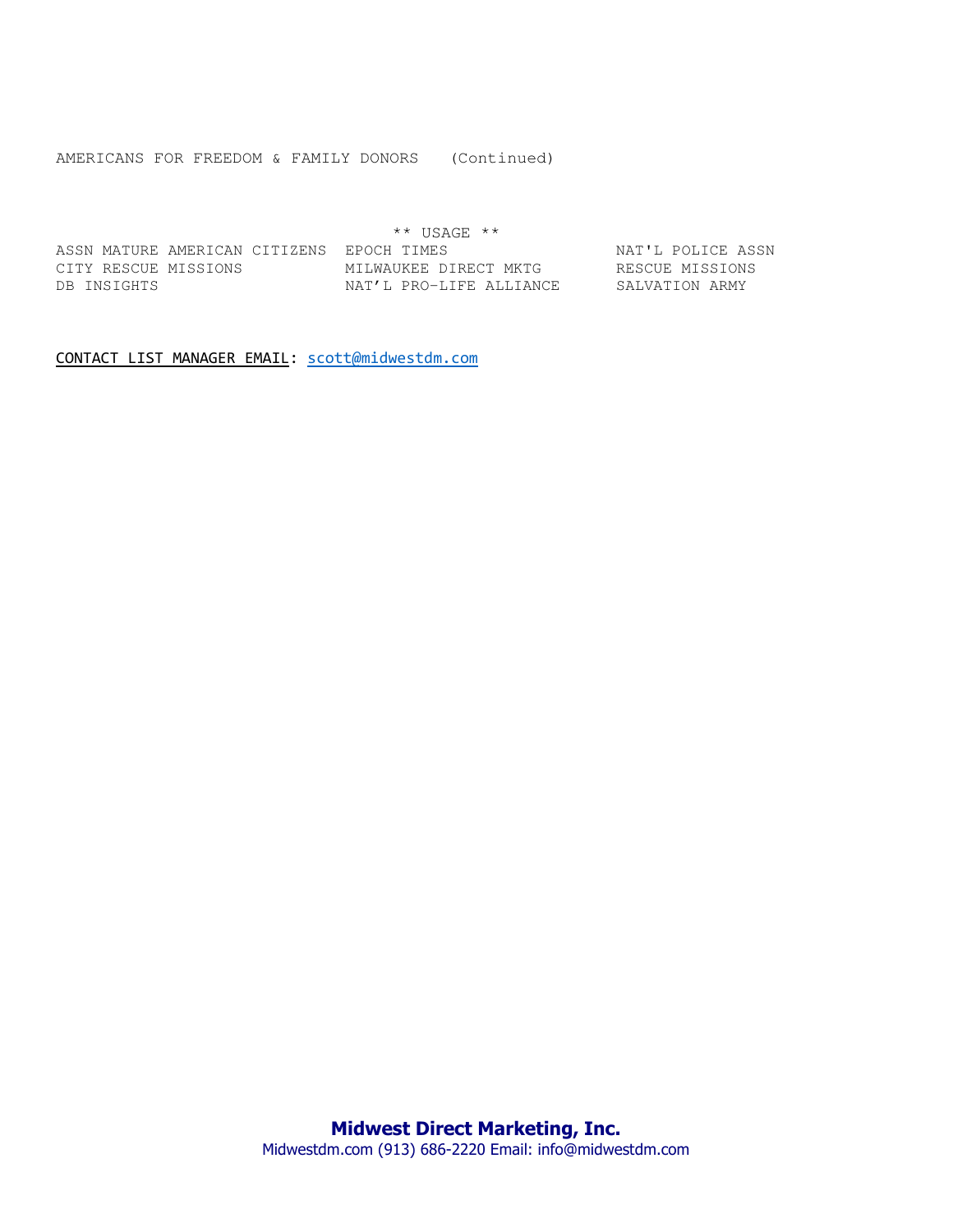AMERICANS FOR FREEDOM & FAMILY DONORS (Continued)

** USAGE **

| | | |
|---|---|---|
| ASSN MATURE AMERICAN CITIZENS | EPOCH TIMES | NAT'L POLICE ASSN |
| CITY RESCUE MISSIONS | MILWAUKEE DIRECT MKTG | RESCUE MISSIONS |
| DB INSIGHTS | NAT'L PRO-LIFE ALLIANCE | SALVATION ARMY |

CONTACT LIST MANAGER EMAIL: scott@midwestdm.com

**Midwest Direct Marketing, Inc.**
Midwestdm.com (913) 686-2220 Email: info@midwestdm.com